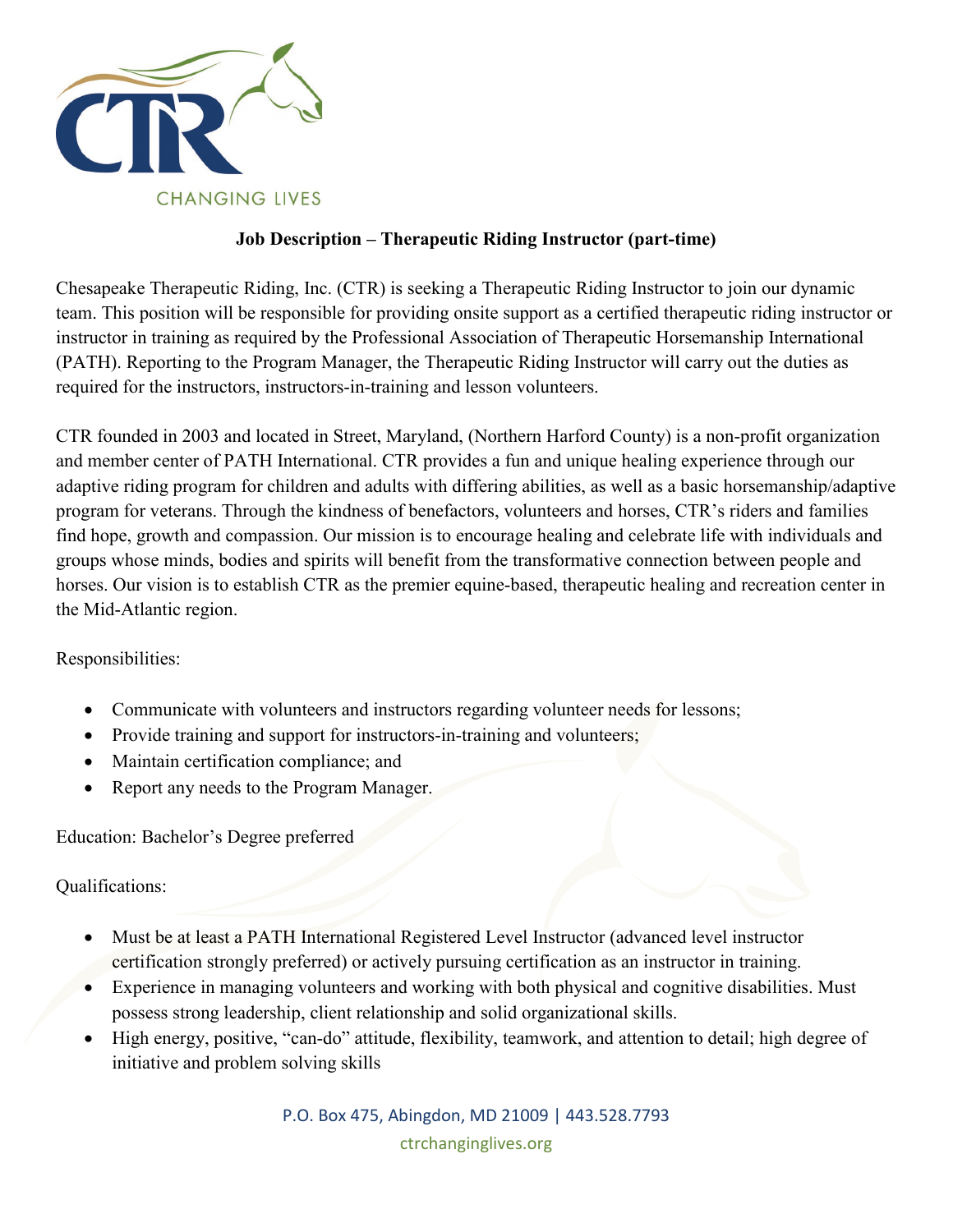CTR

CHANGING LIVES

## Job Description – Therapeutic Riding Instructor (part-time)

Chesapeake Therapeutic Riding, Inc. (CTR) is seeking a Therapeutic Riding Instructor to join our dynamic team. This position will be responsible for providing onsite support as a certified therapeutic riding instructor or instructor in training as required by the Professional Association of Therapeutic Horsemanship International (PATH). Reporting to the Program Manager, the Therapeutic Riding Instructor will carry out the duties as required for the instructors, instructors-in-training and lesson volunteers.

CTR founded in 2003 and located in Street, Maryland, (Northern Harford County) is a non-profit organization and member center of PATH International. CTR provides a fun and unique healing experience through our adaptive riding program for children and adults with differing abilities, as well as a basic horsemanship/adaptive program for veterans. Through the kindness of benefactors, volunteers and horses, CTR's riders and families find hope, growth and compassion. Our mission is to encourage healing and celebrate life with individuals and groups whose minds, bodies and spirits will benefit from the transformative connection between people and horses. Our vision is to establish CTR as the premier equine-based, therapeutic healing and recreation center in the Mid-Atlantic region.

Responsibilities:

- Communicate with volunteers and instructors regarding volunteer needs for lessons;
- Provide training and support for instructors-in-training and volunteers;
- Maintain certification compliance; and
- Report any needs to the Program Manager.

Education: Bachelor's Degree preferred

Qualifications:

- Must be at least a PATH International Registered Level Instructor (advanced level instructor certification strongly preferred) or actively pursuing certification as an instructor in training.
- Experience in managing volunteers and working with both physical and cognitive disabilities. Must possess strong leadership, client relationship and solid organizational skills.
- High energy, positive, "can-do" attitude, flexibility, teamwork, and attention to detail; high degree of initiative and problem solving skills

P.O. Box 475, Abingdon, MD 21009 | 443.528.7793

ctrchanginglives.org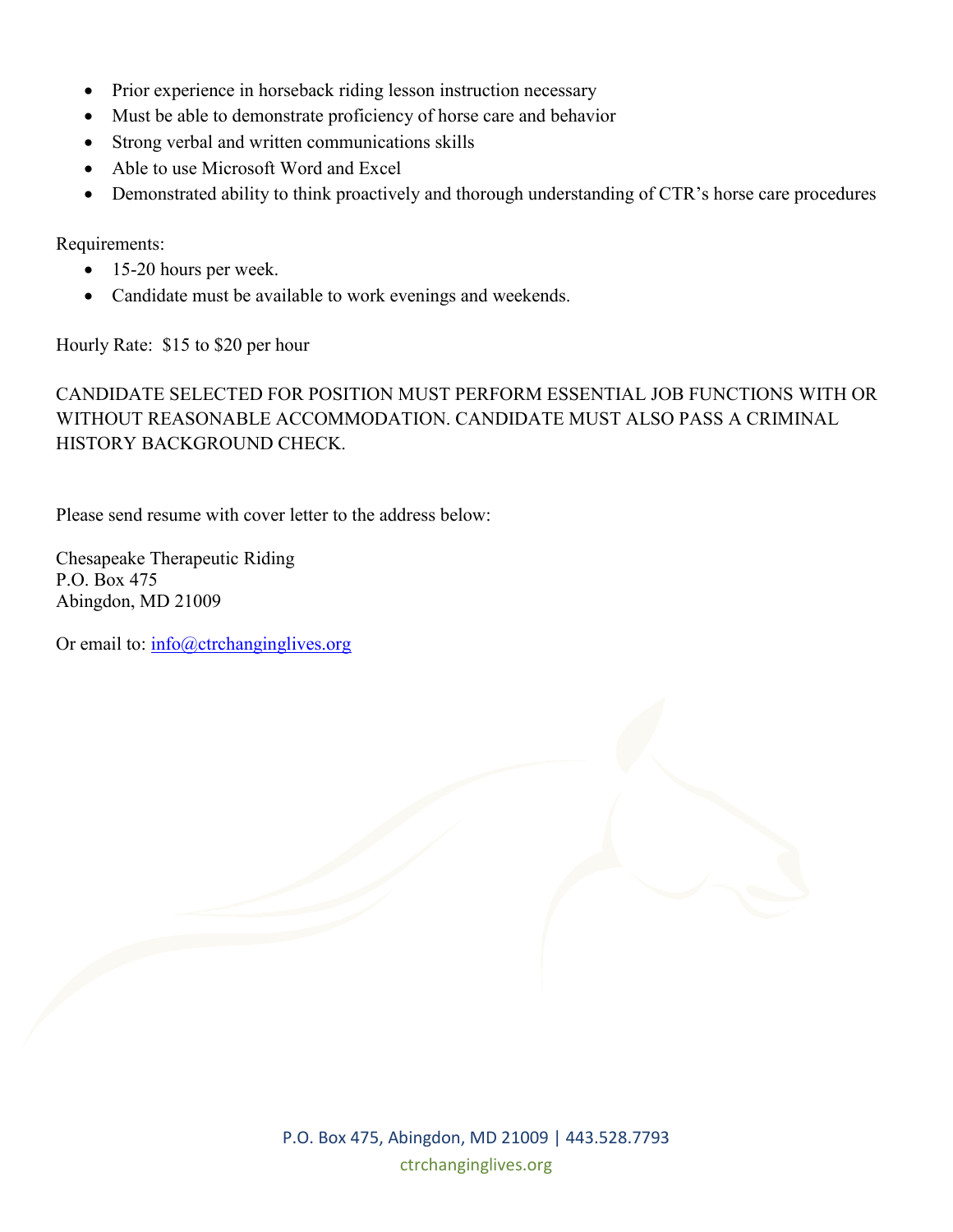- Prior experience in horseback riding lesson instruction necessary
- Must be able to demonstrate proficiency of horse care and behavior
- Strong verbal and written communications skills
- Able to use Microsoft Word and Excel
- Demonstrated ability to think proactively and thorough understanding of CTR's horse care procedures

Requirements:

- 15-20 hours per week.
- Candidate must be available to work evenings and weekends.

Hourly Rate: $15 to $20 per hour

CANDIDATE SELECTED FOR POSITION MUST PERFORM ESSENTIAL JOB FUNCTIONS WITH OR WITHOUT REASONABLE ACCOMMODATION. CANDIDATE MUST ALSO PASS A CRIMINAL HISTORY BACKGROUND CHECK.

Please send resume with cover letter to the address below:

Chesapeake Therapeutic Riding
P.O. Box 475
Abingdon, MD 21009

Or email to: info@ctrchanginglives.org